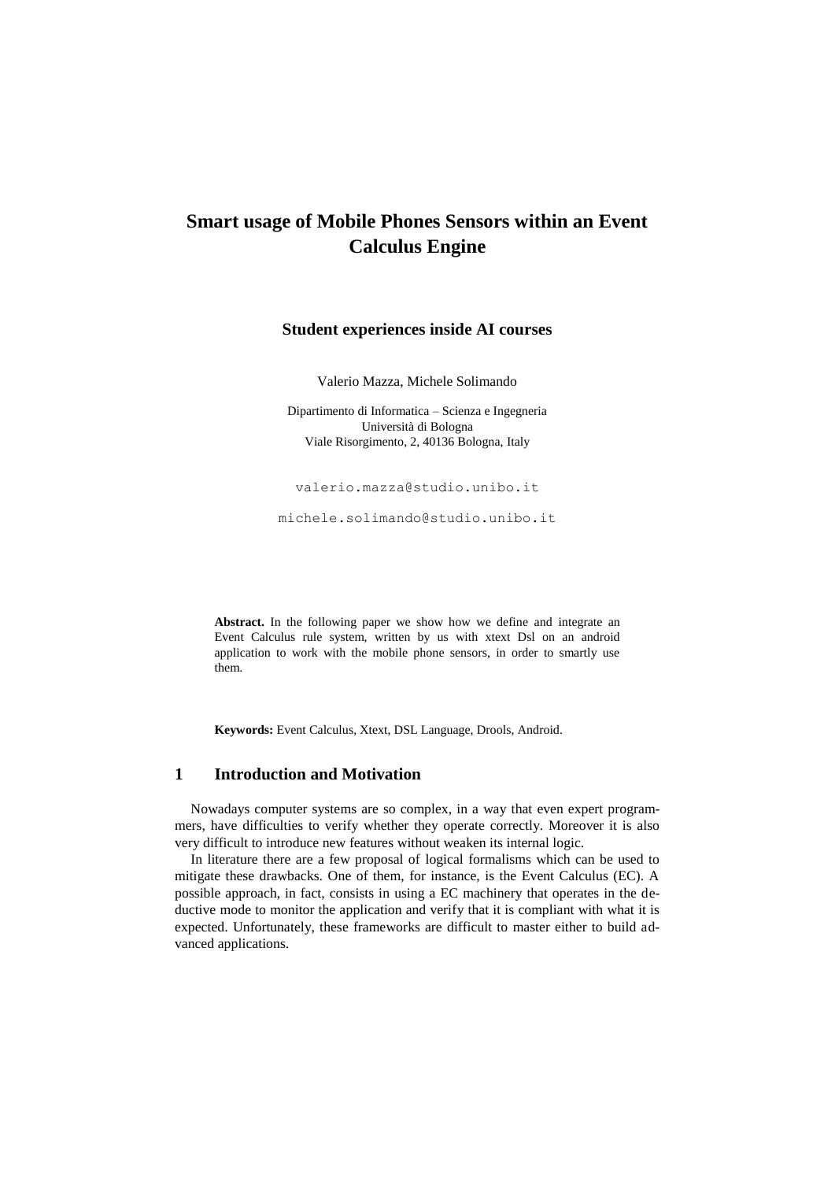# Smart usage of Mobile Phones Sensors within an Event Calculus Engine

## Student experiences inside AI courses

Valerio Mazza, Michele Solimando

Dipartimento di Informatica – Scienza e Ingegneria
Università di Bologna
Viale Risorgimento, 2, 40136 Bologna, Italy

valerio.mazza@studio.unibo.it

michele.solimando@studio.unibo.it

**Abstract.** In the following paper we show how we define and integrate an Event Calculus rule system, written by us with xtext Dsl on an android application to work with the mobile phone sensors, in order to smartly use them.

**Keywords:** Event Calculus, Xtext, DSL Language, Drools, Android.

## 1 Introduction and Motivation

Nowadays computer systems are so complex, in a way that even expert programmers, have difficulties to verify whether they operate correctly. Moreover it is also very difficult to introduce new features without weaken its internal logic.

In literature there are a few proposal of logical formalisms which can be used to mitigate these drawbacks. One of them, for instance, is the Event Calculus (EC). A possible approach, in fact, consists in using a EC machinery that operates in the deductive mode to monitor the application and verify that it is compliant with what it is expected. Unfortunately, these frameworks are difficult to master either to build advanced applications.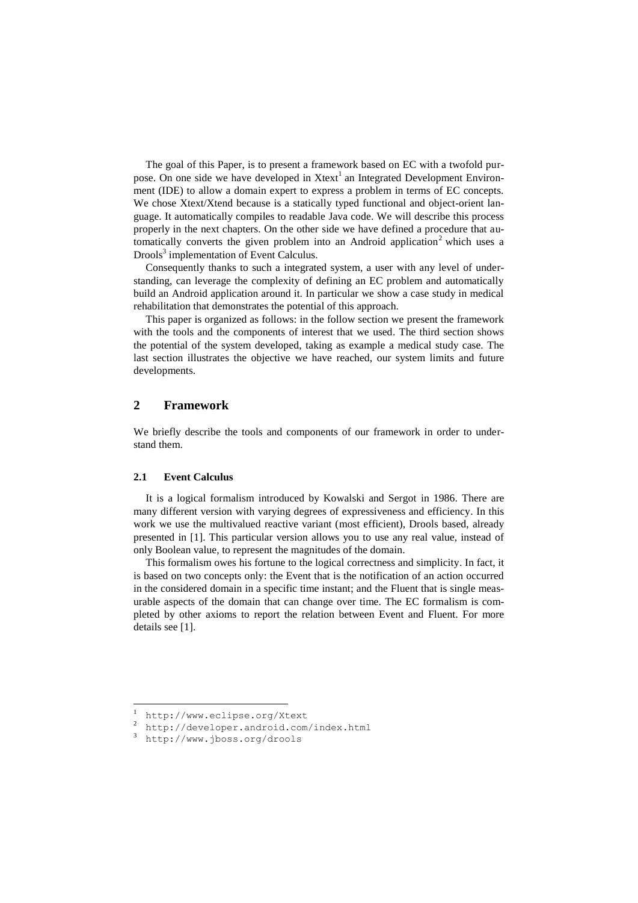The goal of this Paper, is to present a framework based on EC with a twofold purpose. On one side we have developed in Xtext[1] an Integrated Development Environment (IDE) to allow a domain expert to express a problem in terms of EC concepts. We chose Xtext/Xtend because is a statically typed functional and object-orient language. It automatically compiles to readable Java code. We will describe this process properly in the next chapters. On the other side we have defined a procedure that automatically converts the given problem into an Android application[2] which uses a Drools[3] implementation of Event Calculus.

Consequently thanks to such a integrated system, a user with any level of understanding, can leverage the complexity of defining an EC problem and automatically build an Android application around it. In particular we show a case study in medical rehabilitation that demonstrates the potential of this approach.

This paper is organized as follows: in the follow section we present the framework with the tools and the components of interest that we used. The third section shows the potential of the system developed, taking as example a medical study case. The last section illustrates the objective we have reached, our system limits and future developments.

## 2 Framework

We briefly describe the tools and components of our framework in order to understand them.

### 2.1 Event Calculus

It is a logical formalism introduced by Kowalski and Sergot in 1986. There are many different version with varying degrees of expressiveness and efficiency. In this work we use the multivalued reactive variant (most efficient), Drools based, already presented in [1]. This particular version allows you to use any real value, instead of only Boolean value, to represent the magnitudes of the domain.

This formalism owes his fortune to the logical correctness and simplicity. In fact, it is based on two concepts only: the Event that is the notification of an action occurred in the considered domain in a specific time instant; and the Fluent that is single measurable aspects of the domain that can change over time. The EC formalism is completed by other axioms to report the relation between Event and Fluent. For more details see [1].

---

[1] http://www.eclipse.org/Xtext

[2] http://developer.android.com/index.html

[3] http://www.jboss.org/drools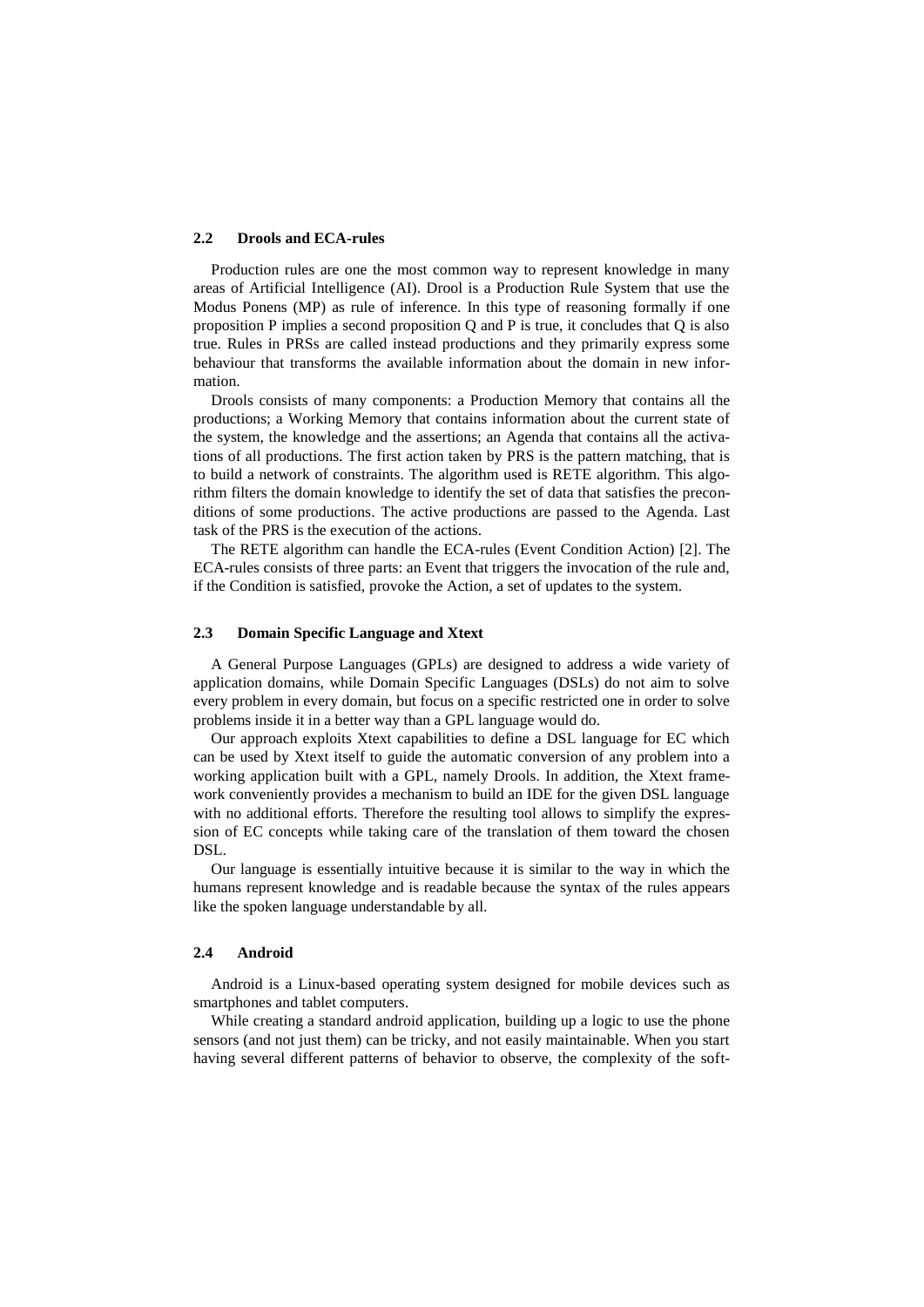### 2.2 Drools and ECA-rules

Production rules are one the most common way to represent knowledge in many areas of Artificial Intelligence (AI). Drool is a Production Rule System that use the Modus Ponens (MP) as rule of inference. In this type of reasoning formally if one proposition P implies a second proposition Q and P is true, it concludes that Q is also true. Rules in PRSs are called instead productions and they primarily express some behaviour that transforms the available information about the domain in new information.

Drools consists of many components: a Production Memory that contains all the productions; a Working Memory that contains information about the current state of the system, the knowledge and the assertions; an Agenda that contains all the activations of all productions. The first action taken by PRS is the pattern matching, that is to build a network of constraints. The algorithm used is RETE algorithm. This algorithm filters the domain knowledge to identify the set of data that satisfies the preconditions of some productions. The active productions are passed to the Agenda. Last task of the PRS is the execution of the actions.

The RETE algorithm can handle the ECA-rules (Event Condition Action) [2]. The ECA-rules consists of three parts: an Event that triggers the invocation of the rule and, if the Condition is satisfied, provoke the Action, a set of updates to the system.

### 2.3 Domain Specific Language and Xtext

A General Purpose Languages (GPLs) are designed to address a wide variety of application domains, while Domain Specific Languages (DSLs) do not aim to solve every problem in every domain, but focus on a specific restricted one in order to solve problems inside it in a better way than a GPL language would do.

Our approach exploits Xtext capabilities to define a DSL language for EC which can be used by Xtext itself to guide the automatic conversion of any problem into a working application built with a GPL, namely Drools. In addition, the Xtext framework conveniently provides a mechanism to build an IDE for the given DSL language with no additional efforts. Therefore the resulting tool allows to simplify the expression of EC concepts while taking care of the translation of them toward the chosen DSL.

Our language is essentially intuitive because it is similar to the way in which the humans represent knowledge and is readable because the syntax of the rules appears like the spoken language understandable by all.

### 2.4 Android

Android is a Linux-based operating system designed for mobile devices such as smartphones and tablet computers.

While creating a standard android application, building up a logic to use the phone sensors (and not just them) can be tricky, and not easily maintainable. When you start having several different patterns of behavior to observe, the complexity of the soft-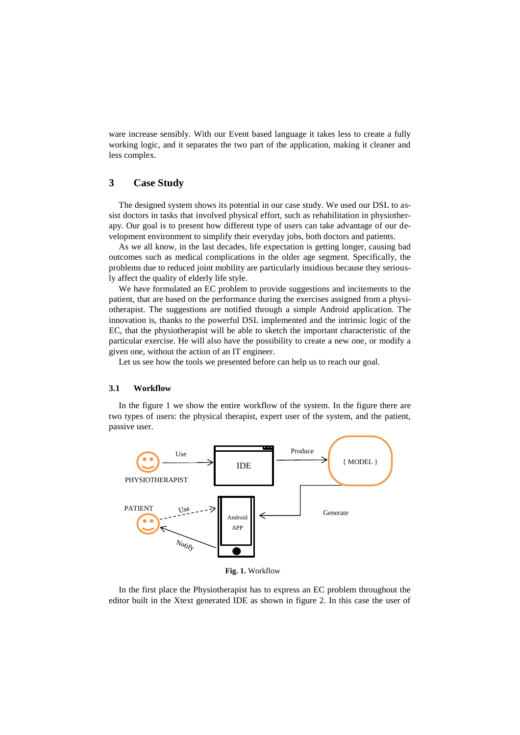ware increase sensibly. With our Event based language it takes less to create a fully working logic, and it separates the two part of the application, making it cleaner and less complex.

## 3 Case Study

The designed system shows its potential in our case study. We used our DSL to assist doctors in tasks that involved physical effort, such as rehabilitation in physiotherapy. Our goal is to present how different type of users can take advantage of our development environment to simplify their everyday jobs, both doctors and patients.

As we all know, in the last decades, life expectation is getting longer, causing bad outcomes such as medical complications in the older age segment. Specifically, the problems due to reduced joint mobility are particularly insidious because they seriously affect the quality of elderly life style.

We have formulated an EC problem to provide suggestions and incitements to the patient, that are based on the performance during the exercises assigned from a physiotherapist. The suggestions are notified through a simple Android application. The innovation is, thanks to the powerful DSL implemented and the intrinsic logic of the EC, that the physiotherapist will be able to sketch the important characteristic of the particular exercise. He will also have the possibility to create a new one, or modify a given one, without the action of an IT engineer.

Let us see how the tools we presented before can help us to reach our goal.

### 3.1 Workflow

In the figure 1 we show the entire workflow of the system. In the figure there are two types of users: the physical therapist, expert user of the system, and the patient, passive user.

**Fig. 1.** Workflow

In the first place the Physiotherapist has to express an EC problem throughout the editor built in the Xtext generated IDE as shown in figure 2. In this case the user of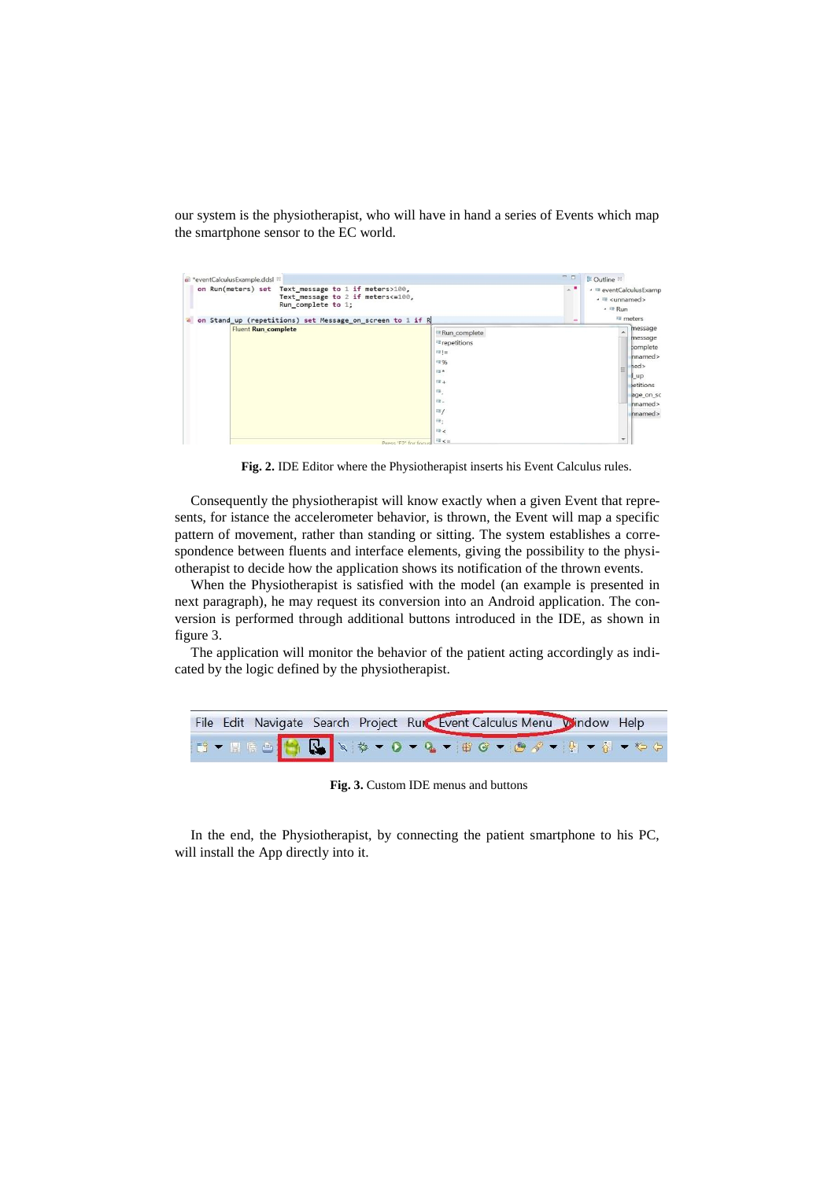our system is the physiotherapist, who will have in hand a series of Events which map the smartphone sensor to the EC world.

**Fig. 2.** IDE Editor where the Physiotherapist inserts his Event Calculus rules.

Consequently the physiotherapist will know exactly when a given Event that represents, for istance the accelerometer behavior, is thrown, the Event will map a specific pattern of movement, rather than standing or sitting. The system establishes a correspondence between fluents and interface elements, giving the possibility to the physiotherapist to decide how the application shows its notification of the thrown events.

When the Physiotherapist is satisfied with the model (an example is presented in next paragraph), he may request its conversion into an Android application. The conversion is performed through additional buttons introduced in the IDE, as shown in figure 3.

The application will monitor the behavior of the patient acting accordingly as indicated by the logic defined by the physiotherapist.

**Fig. 3.** Custom IDE menus and buttons

In the end, the Physiotherapist, by connecting the patient smartphone to his PC, will install the App directly into it.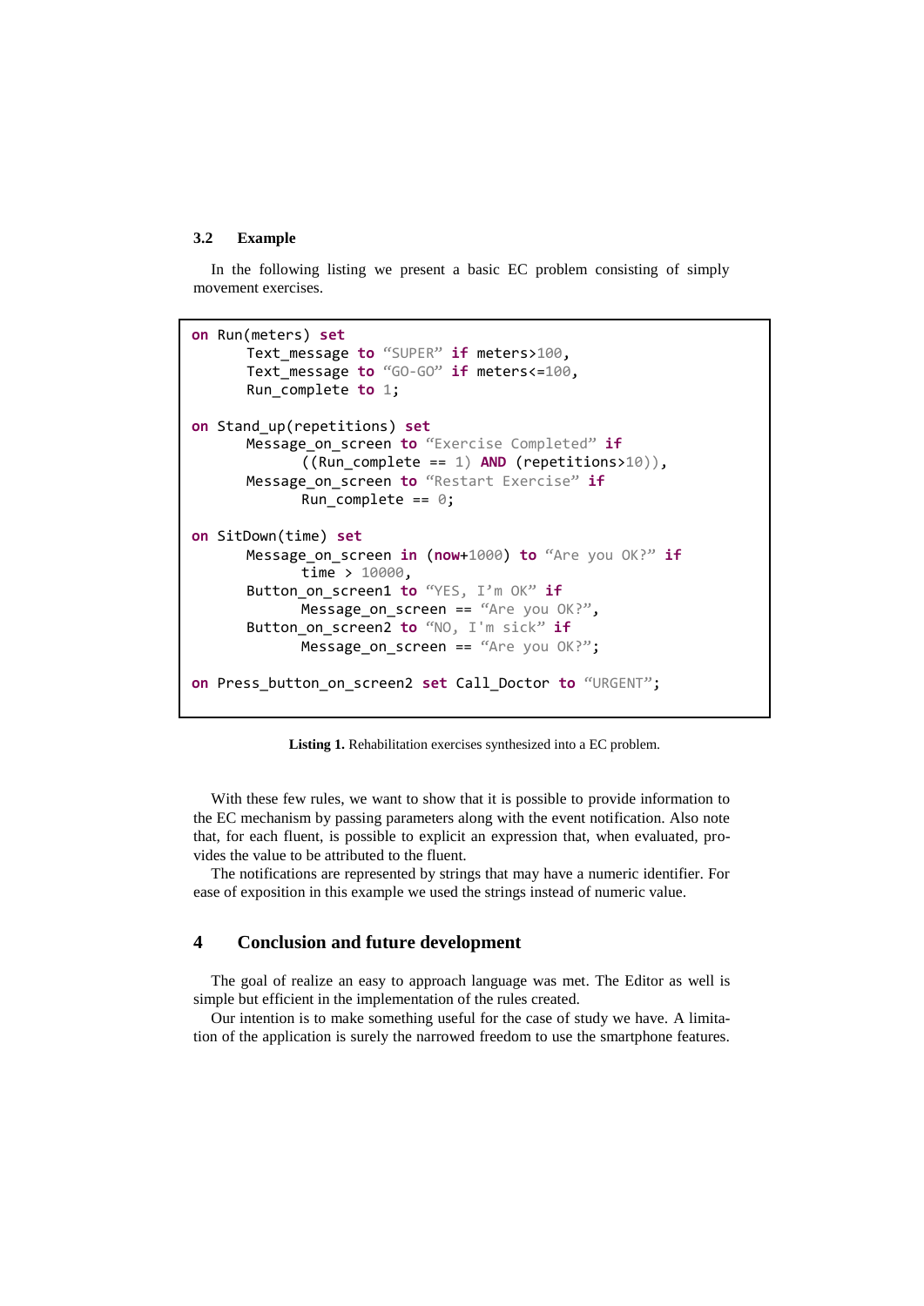### 3.2 Example

In the following listing we present a basic EC problem consisting of simply movement exercises.

```
on Run(meters) set
      Text_message to "SUPER" if meters>100,
      Text_message to "GO-GO" if meters<=100,
      Run_complete to 1;

on Stand_up(repetitions) set
      Message_on_screen to "Exercise Completed" if
            ((Run_complete == 1) AND (repetitions>10)),
      Message_on_screen to "Restart Exercise" if
            Run_complete == 0;

on SitDown(time) set
      Message_on_screen in (now+1000) to "Are you OK?" if
            time > 10000,
      Button_on_screen1 to "YES, I'm OK" if
            Message_on_screen == "Are you OK?",
      Button_on_screen2 to "NO, I'm sick" if
            Message_on_screen == "Are you OK?";

on Press_button_on_screen2 set Call_Doctor to "URGENT";
```

**Listing 1.** Rehabilitation exercises synthesized into a EC problem.

With these few rules, we want to show that it is possible to provide information to the EC mechanism by passing parameters along with the event notification. Also note that, for each fluent, is possible to explicit an expression that, when evaluated, provides the value to be attributed to the fluent.

The notifications are represented by strings that may have a numeric identifier. For ease of exposition in this example we used the strings instead of numeric value.

# 4 Conclusion and future development

The goal of realize an easy to approach language was met. The Editor as well is simple but efficient in the implementation of the rules created.

Our intention is to make something useful for the case of study we have. A limitation of the application is surely the narrowed freedom to use the smartphone features.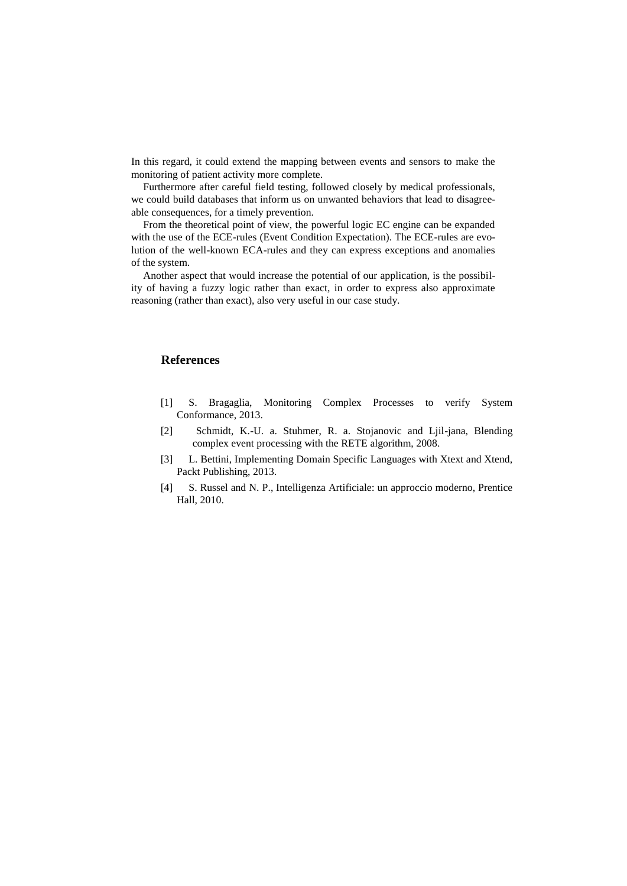In this regard, it could extend the mapping between events and sensors to make the monitoring of patient activity more complete.

Furthermore after careful field testing, followed closely by medical professionals, we could build databases that inform us on unwanted behaviors that lead to disagreeable consequences, for a timely prevention.

From the theoretical point of view, the powerful logic EC engine can be expanded with the use of the ECE-rules (Event Condition Expectation). The ECE-rules are evolution of the well-known ECA-rules and they can express exceptions and anomalies of the system.

Another aspect that would increase the potential of our application, is the possibility of having a fuzzy logic rather than exact, in order to express also approximate reasoning (rather than exact), also very useful in our case study.

## References

[1] S. Bragaglia, Monitoring Complex Processes to verify System Conformance, 2013.

[2] Schmidt, K.-U. a. Stuhmer, R. a. Stojanovic and Ljil-jana, Blending complex event processing with the RETE algorithm, 2008.

[3] L. Bettini, Implementing Domain Specific Languages with Xtext and Xtend, Packt Publishing, 2013.

[4] S. Russel and N. P., Intelligenza Artificiale: un approccio moderno, Prentice Hall, 2010.